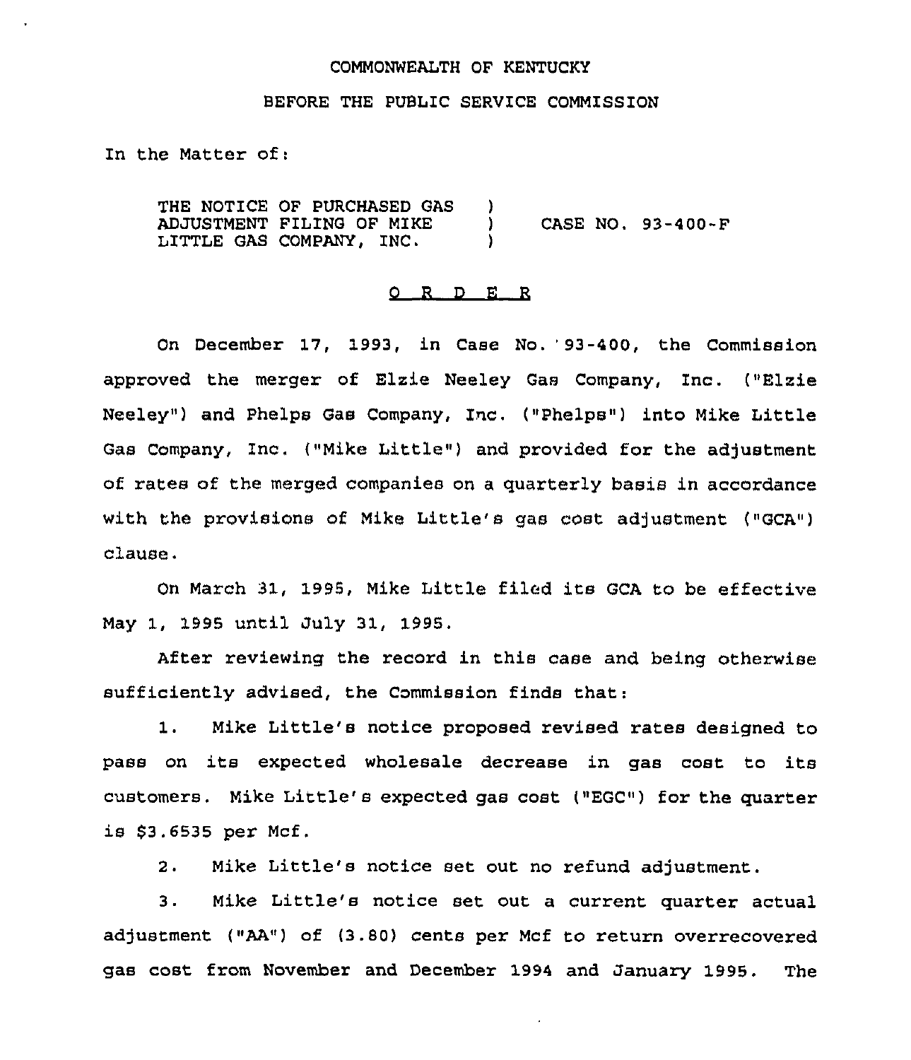COMMONWEALTH OF KENTUCKY

BEFORE THE PUBLIC SERVICE COMMISSION

In the Matter of:

THE NOTICE OF PURCHASED GAS ADJUSTMENT FILING OF MIKE LITTLE GAS COMPANY, INC. ) CASE NO. 93-400-F

# O R D E R

On December 17, 1993, in Case No. 93-400, the Commission approved the merger of Elzie Neeley Gas Company, Inc. ("Elzie Neeley") and Phelps Gas Company, Inc. ("Phelps") into Mike Little Gas Company, Inc. ("Mike Little") and provided for the adjustment of rates of the merged companies on a quarterly basis in accordance with the provisions of Mike Little's gas cost adjustment ("GCA") clause.

On March 31, 1995, Mike Little filed its GCA to be effective May 1, 1995 until July 31, 1995.

After reviewing the record in this case and being otherwise sufficiently advised, the Commission finds that:

1. Mike Little's notice proposed revised rates designed to pass on its expected wholesale decrease in gas cost to its customers. Mike Little's expected gas cost ("EGC") for the quarter is $3.6535 per Mcf.

2. Mike Little's notice set out no refund adjustment.

3. Mike Little's notice set out a current quarter actual adjustment ("AA") of (3.80) cents per Mcf to return overrecovered gas cost from November and December 1994 and January 1995. The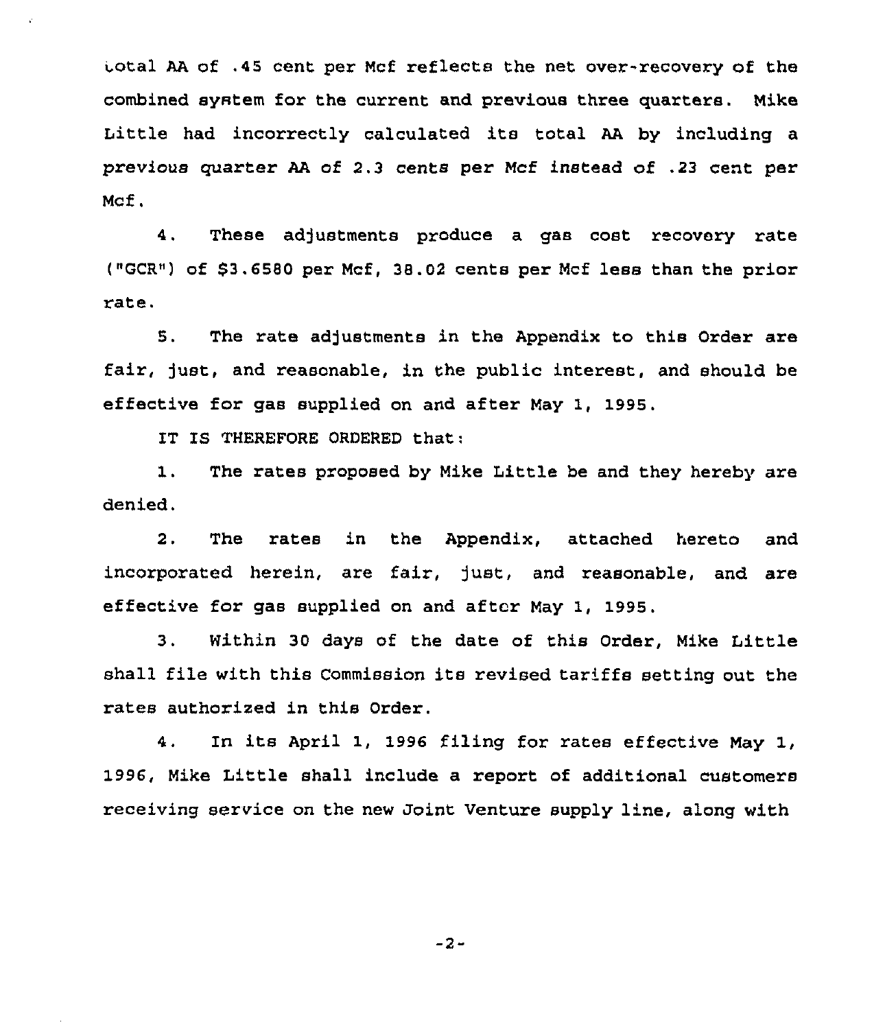total AA of .45 cent per Mcf reflects the net over-recovery of the combined system for the current and previous three quarters. Mike Little had incorrectly calculated its total AA by including a previous quarter AA of 2.3 cents per Mcf instead of .23 cent per Mcf.

4. These adjustments produce a gas cost recovery rate ("GCR") of $3.6580 per Mcf, 38.02 cents per Mcf less than the prior rate.

5. The rate adjustments in the Appendix to this Order are fair, just, and reasonable, in the public interest, and should be effective for gas supplied on and after May 1, 1995.

IT IS THEREFORE ORDERED that:

1. The rates proposed by Mike Little be and they hereby are denied.

2. The rates in the Appendix, attached hereto and incorporated herein, are fair, just, and reasonable, and are effective for gas supplied on and after May 1, 1995.

3. Within 30 days of the date of this Order, Mike Little shall file with this Commission its revised tariffs setting out the rates authorized in this Order.

4. In its April 1, 1996 filing for rates effective May 1, 1996, Mike Little shall include a report of additional customers receiving service on the new Joint Venture supply line, along with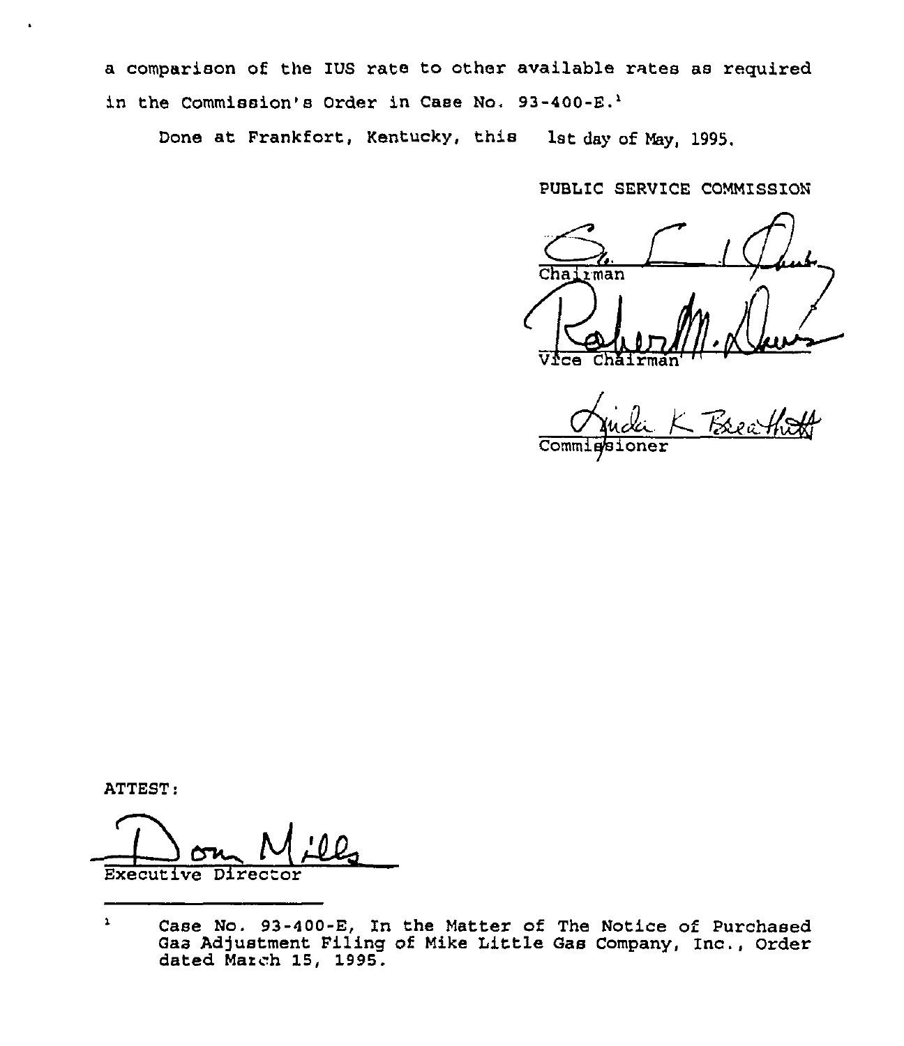a comparison of the IUS rate to other available rates as required in the Commission's Order in Case No. 93-400-E.[1]

Done at Frankfort, Kentucky, this 1st day of May, 1995.

PUBLIC SERVICE COMMISSION

Chairman

Vice Chairman

Commissioner

ATTEST:

Executive Director

---

[1] Case No. 93-400-E, In the Matter of The Notice of Purchased Gas Adjustment Filing of Mike Little Gas Company, Inc., Order dated March 15, 1995.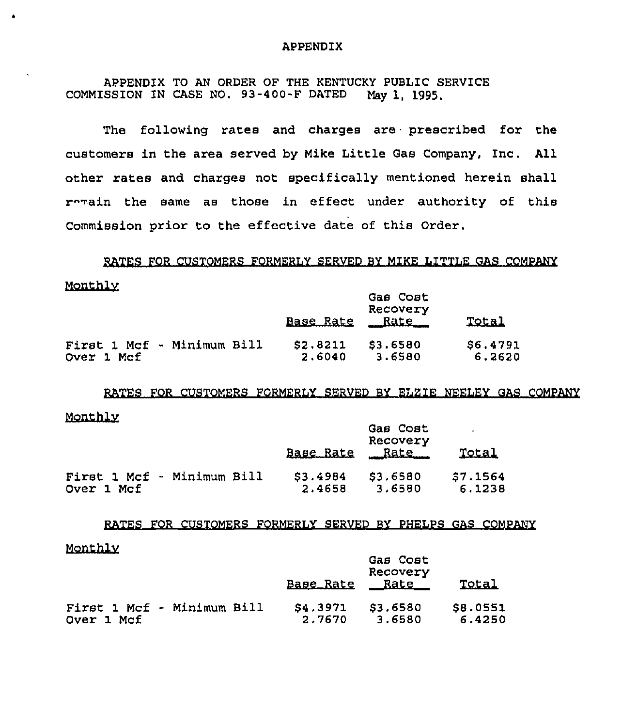# APPENDIX

APPENDIX TO AN ORDER OF THE KENTUCKY PUBLIC SERVICE COMMISSION IN CASE NO. 93-400-F DATED May 1, 1995.

The following rates and charges are prescribed for the customers in the area served by Mike Little Gas Company, Inc. All other rates and charges not specifically mentioned herein shall retain the same as those in effect under authority of this Commission prior to the effective date of this Order.

## RATES FOR CUSTOMERS FORMERLY SERVED BY MIKE LITTLE GAS COMPANY

Monthly

| | Base Rate | Gas Cost Recovery Rate | Total |
|---|---|---|---|
| First 1 Mcf - Minimum Bill | $2.8211 | $3.6580 | $6.4791 |
| Over 1 Mcf | 2.6040 | 3.6580 | 6.2620 |

## RATES FOR CUSTOMERS FORMERLY SERVED BY ELZIE NEELEY GAS COMPANY

Monthly

| | Base Rate | Gas Cost Recovery Rate | Total |
|---|---|---|---|
| First 1 Mcf - Minimum Bill | $3.4984 | $3.6580 | $7.1564 |
| Over 1 Mcf | 2.4658 | 3.6580 | 6.1238 |

## RATES FOR CUSTOMERS FORMERLY SERVED BY PHELPS GAS COMPANY

Monthly

| | Base Rate | Gas Cost Recovery Rate | Total |
|---|---|---|---|
| First 1 Mcf - Minimum Bill | $4.3971 | $3.6580 | $8.0551 |
| Over 1 Mcf | 2.7670 | 3.6580 | 6.4250 |